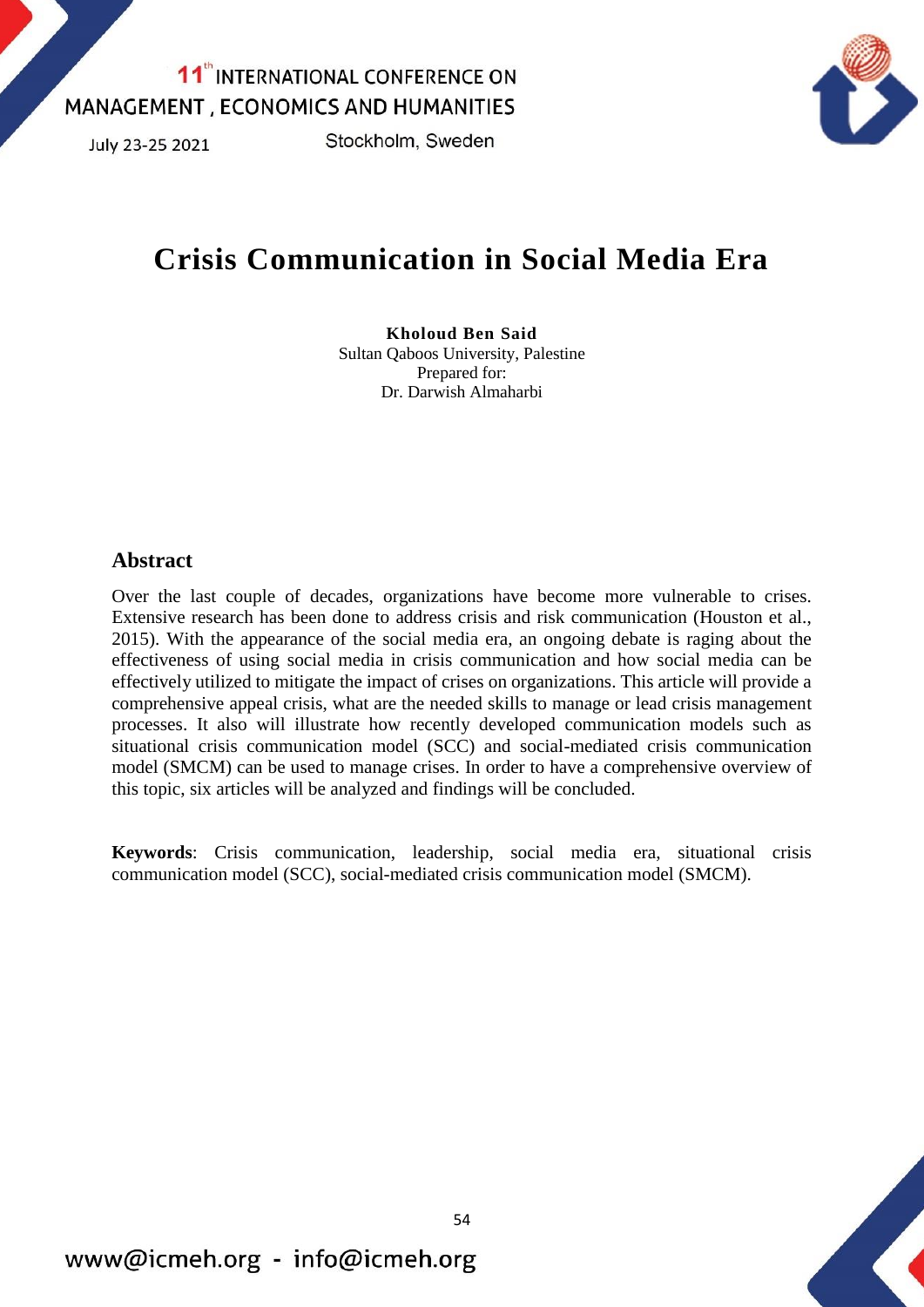# Crisis Communication in Social Media Era

**Kholoud Ben Said**
Sultan Qaboos University, Palestine
Prepared for:
Dr. Darwish Almaharbi

## Abstract

Over the last couple of decades, organizations have become more vulnerable to crises. Extensive research has been done to address crisis and risk communication (Houston et al., 2015). With the appearance of the social media era, an ongoing debate is raging about the effectiveness of using social media in crisis communication and how social media can be effectively utilized to mitigate the impact of crises on organizations. This article will provide a comprehensive appeal crisis, what are the needed skills to manage or lead crisis management processes. It also will illustrate how recently developed communication models such as situational crisis communication model (SCC) and social-mediated crisis communication model (SMCM) can be used to manage crises. In order to have a comprehensive overview of this topic, six articles will be analyzed and findings will be concluded.

**Keywords**: Crisis communication, leadership, social media era, situational crisis communication model (SCC), social-mediated crisis communication model (SMCM).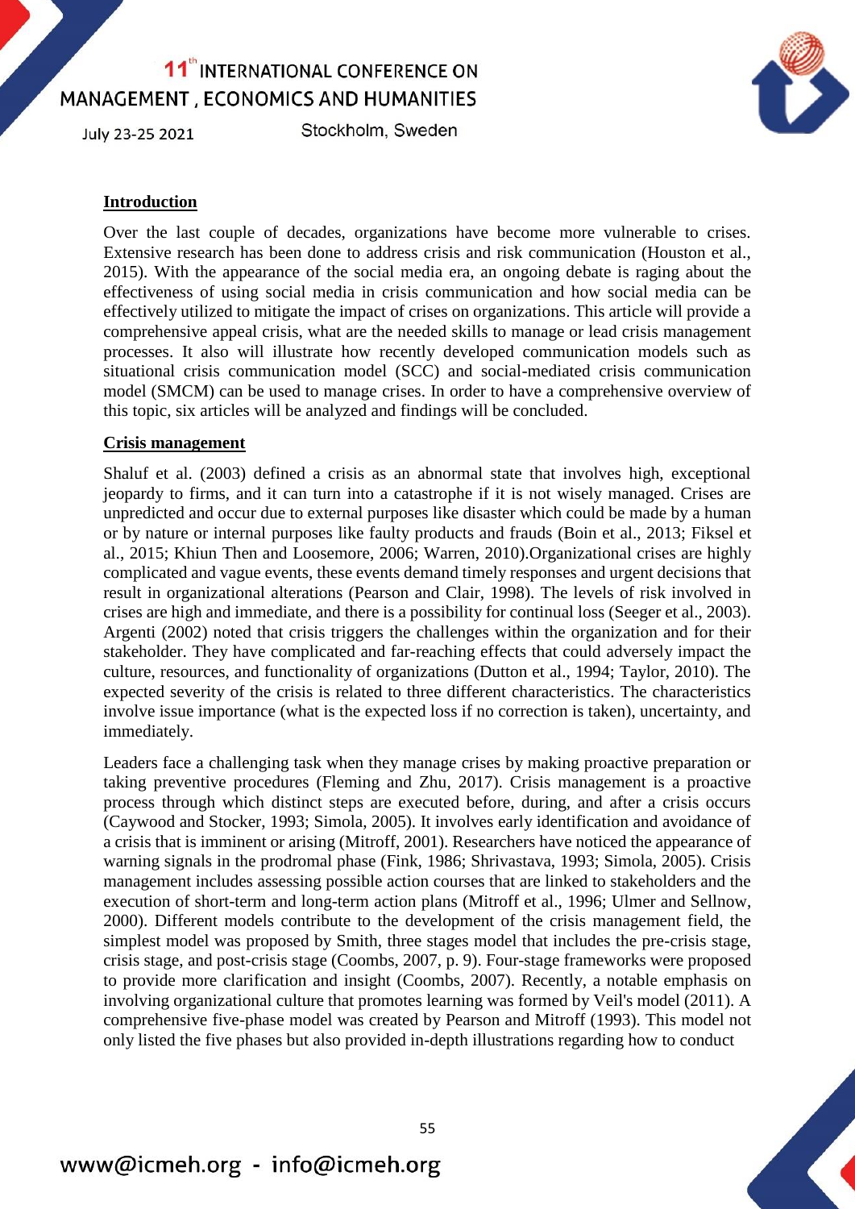## Introduction

Over the last couple of decades, organizations have become more vulnerable to crises. Extensive research has been done to address crisis and risk communication (Houston et al., 2015). With the appearance of the social media era, an ongoing debate is raging about the effectiveness of using social media in crisis communication and how social media can be effectively utilized to mitigate the impact of crises on organizations. This article will provide a comprehensive appeal crisis, what are the needed skills to manage or lead crisis management processes. It also will illustrate how recently developed communication models such as situational crisis communication model (SCC) and social-mediated crisis communication model (SMCM) can be used to manage crises. In order to have a comprehensive overview of this topic, six articles will be analyzed and findings will be concluded.

## Crisis management

Shaluf et al. (2003) defined a crisis as an abnormal state that involves high, exceptional jeopardy to firms, and it can turn into a catastrophe if it is not wisely managed. Crises are unpredicted and occur due to external purposes like disaster which could be made by a human or by nature or internal purposes like faulty products and frauds (Boin et al., 2013; Fiksel et al., 2015; Khiun Then and Loosemore, 2006; Warren, 2010).Organizational crises are highly complicated and vague events, these events demand timely responses and urgent decisions that result in organizational alterations (Pearson and Clair, 1998). The levels of risk involved in crises are high and immediate, and there is a possibility for continual loss (Seeger et al., 2003). Argenti (2002) noted that crisis triggers the challenges within the organization and for their stakeholder. They have complicated and far-reaching effects that could adversely impact the culture, resources, and functionality of organizations (Dutton et al., 1994; Taylor, 2010). The expected severity of the crisis is related to three different characteristics. The characteristics involve issue importance (what is the expected loss if no correction is taken), uncertainty, and immediately.

Leaders face a challenging task when they manage crises by making proactive preparation or taking preventive procedures (Fleming and Zhu, 2017). Crisis management is a proactive process through which distinct steps are executed before, during, and after a crisis occurs (Caywood and Stocker, 1993; Simola, 2005). It involves early identification and avoidance of a crisis that is imminent or arising (Mitroff, 2001). Researchers have noticed the appearance of warning signals in the prodromal phase (Fink, 1986; Shrivastava, 1993; Simola, 2005). Crisis management includes assessing possible action courses that are linked to stakeholders and the execution of short-term and long-term action plans (Mitroff et al., 1996; Ulmer and Sellnow, 2000). Different models contribute to the development of the crisis management field, the simplest model was proposed by Smith, three stages model that includes the pre-crisis stage, crisis stage, and post-crisis stage (Coombs, 2007, p. 9). Four-stage frameworks were proposed to provide more clarification and insight (Coombs, 2007). Recently, a notable emphasis on involving organizational culture that promotes learning was formed by Veil's model (2011). A comprehensive five-phase model was created by Pearson and Mitroff (1993). This model not only listed the five phases but also provided in-depth illustrations regarding how to conduct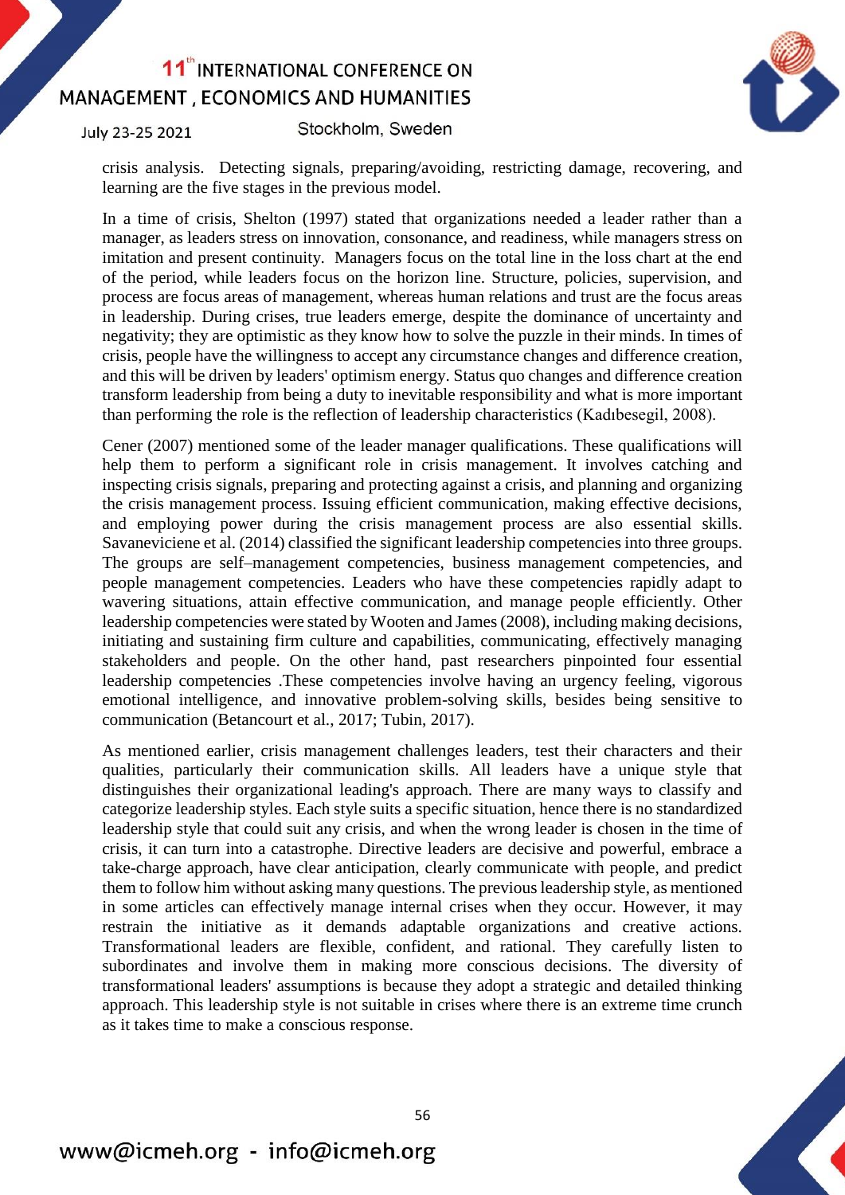crisis analysis. Detecting signals, preparing/avoiding, restricting damage, recovering, and learning are the five stages in the previous model.

In a time of crisis, Shelton (1997) stated that organizations needed a leader rather than a manager, as leaders stress on innovation, consonance, and readiness, while managers stress on imitation and present continuity. Managers focus on the total line in the loss chart at the end of the period, while leaders focus on the horizon line. Structure, policies, supervision, and process are focus areas of management, whereas human relations and trust are the focus areas in leadership. During crises, true leaders emerge, despite the dominance of uncertainty and negativity; they are optimistic as they know how to solve the puzzle in their minds. In times of crisis, people have the willingness to accept any circumstance changes and difference creation, and this will be driven by leaders' optimism energy. Status quo changes and difference creation transform leadership from being a duty to inevitable responsibility and what is more important than performing the role is the reflection of leadership characteristics (Kadıbesegil, 2008).

Cener (2007) mentioned some of the leader manager qualifications. These qualifications will help them to perform a significant role in crisis management. It involves catching and inspecting crisis signals, preparing and protecting against a crisis, and planning and organizing the crisis management process. Issuing efficient communication, making effective decisions, and employing power during the crisis management process are also essential skills. Savaneviciene et al. (2014) classified the significant leadership competencies into three groups. The groups are self–management competencies, business management competencies, and people management competencies. Leaders who have these competencies rapidly adapt to wavering situations, attain effective communication, and manage people efficiently. Other leadership competencies were stated by Wooten and James (2008), including making decisions, initiating and sustaining firm culture and capabilities, communicating, effectively managing stakeholders and people. On the other hand, past researchers pinpointed four essential leadership competencies .These competencies involve having an urgency feeling, vigorous emotional intelligence, and innovative problem-solving skills, besides being sensitive to communication (Betancourt et al., 2017; Tubin, 2017).

As mentioned earlier, crisis management challenges leaders, test their characters and their qualities, particularly their communication skills. All leaders have a unique style that distinguishes their organizational leading's approach. There are many ways to classify and categorize leadership styles. Each style suits a specific situation, hence there is no standardized leadership style that could suit any crisis, and when the wrong leader is chosen in the time of crisis, it can turn into a catastrophe. Directive leaders are decisive and powerful, embrace a take-charge approach, have clear anticipation, clearly communicate with people, and predict them to follow him without asking many questions. The previous leadership style, as mentioned in some articles can effectively manage internal crises when they occur. However, it may restrain the initiative as it demands adaptable organizations and creative actions. Transformational leaders are flexible, confident, and rational. They carefully listen to subordinates and involve them in making more conscious decisions. The diversity of transformational leaders' assumptions is because they adopt a strategic and detailed thinking approach. This leadership style is not suitable in crises where there is an extreme time crunch as it takes time to make a conscious response.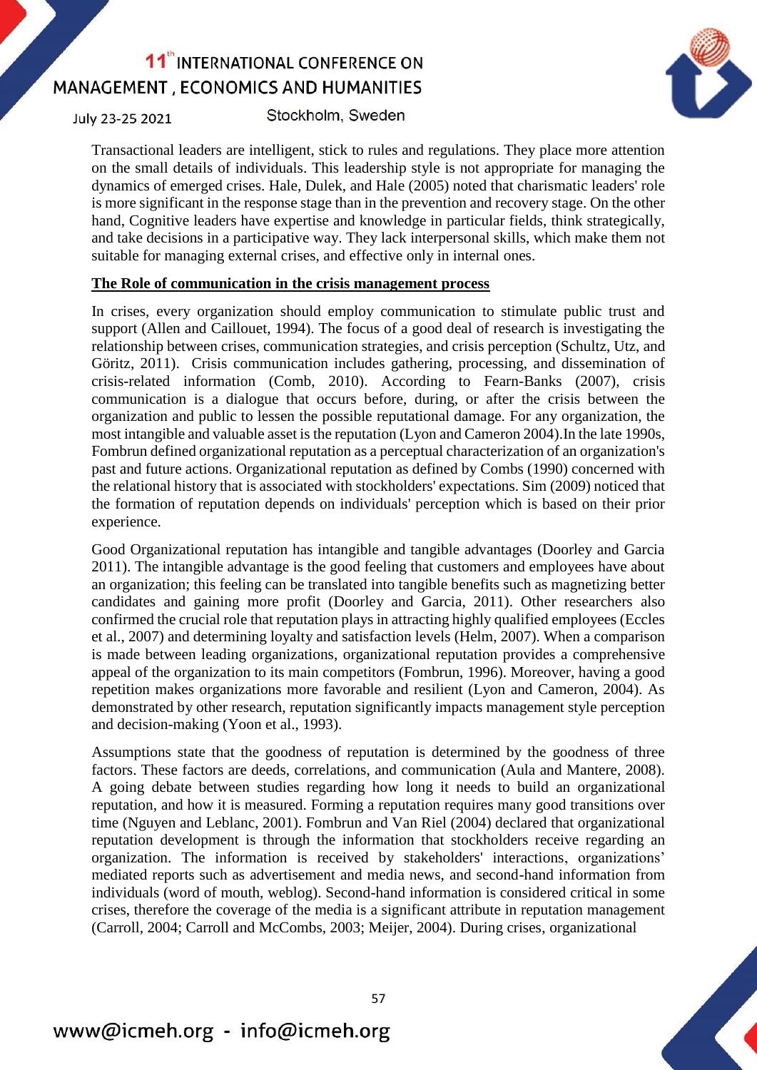Transactional leaders are intelligent, stick to rules and regulations. They place more attention on the small details of individuals. This leadership style is not appropriate for managing the dynamics of emerged crises. Hale, Dulek, and Hale (2005) noted that charismatic leaders' role is more significant in the response stage than in the prevention and recovery stage. On the other hand, Cognitive leaders have expertise and knowledge in particular fields, think strategically, and take decisions in a participative way. They lack interpersonal skills, which make them not suitable for managing external crises, and effective only in internal ones.

**The Role of communication in the crisis management process**

In crises, every organization should employ communication to stimulate public trust and support (Allen and Caillouet, 1994). The focus of a good deal of research is investigating the relationship between crises, communication strategies, and crisis perception (Schultz, Utz, and Göritz, 2011). Crisis communication includes gathering, processing, and dissemination of crisis-related information (Comb, 2010). According to Fearn-Banks (2007), crisis communication is a dialogue that occurs before, during, or after the crisis between the organization and public to lessen the possible reputational damage. For any organization, the most intangible and valuable asset is the reputation (Lyon and Cameron 2004).In the late 1990s, Fombrun defined organizational reputation as a perceptual characterization of an organization's past and future actions. Organizational reputation as defined by Combs (1990) concerned with the relational history that is associated with stockholders' expectations. Sim (2009) noticed that the formation of reputation depends on individuals' perception which is based on their prior experience.

Good Organizational reputation has intangible and tangible advantages (Doorley and Garcia 2011). The intangible advantage is the good feeling that customers and employees have about an organization; this feeling can be translated into tangible benefits such as magnetizing better candidates and gaining more profit (Doorley and Garcia, 2011). Other researchers also confirmed the crucial role that reputation plays in attracting highly qualified employees (Eccles et al., 2007) and determining loyalty and satisfaction levels (Helm, 2007). When a comparison is made between leading organizations, organizational reputation provides a comprehensive appeal of the organization to its main competitors (Fombrun, 1996). Moreover, having a good repetition makes organizations more favorable and resilient (Lyon and Cameron, 2004). As demonstrated by other research, reputation significantly impacts management style perception and decision-making (Yoon et al., 1993).

Assumptions state that the goodness of reputation is determined by the goodness of three factors. These factors are deeds, correlations, and communication (Aula and Mantere, 2008). A going debate between studies regarding how long it needs to build an organizational reputation, and how it is measured. Forming a reputation requires many good transitions over time (Nguyen and Leblanc, 2001). Fombrun and Van Riel (2004) declared that organizational reputation development is through the information that stockholders receive regarding an organization. The information is received by stakeholders' interactions, organizations' mediated reports such as advertisement and media news, and second-hand information from individuals (word of mouth, weblog). Second-hand information is considered critical in some crises, therefore the coverage of the media is a significant attribute in reputation management (Carroll, 2004; Carroll and McCombs, 2003; Meijer, 2004). During crises, organizational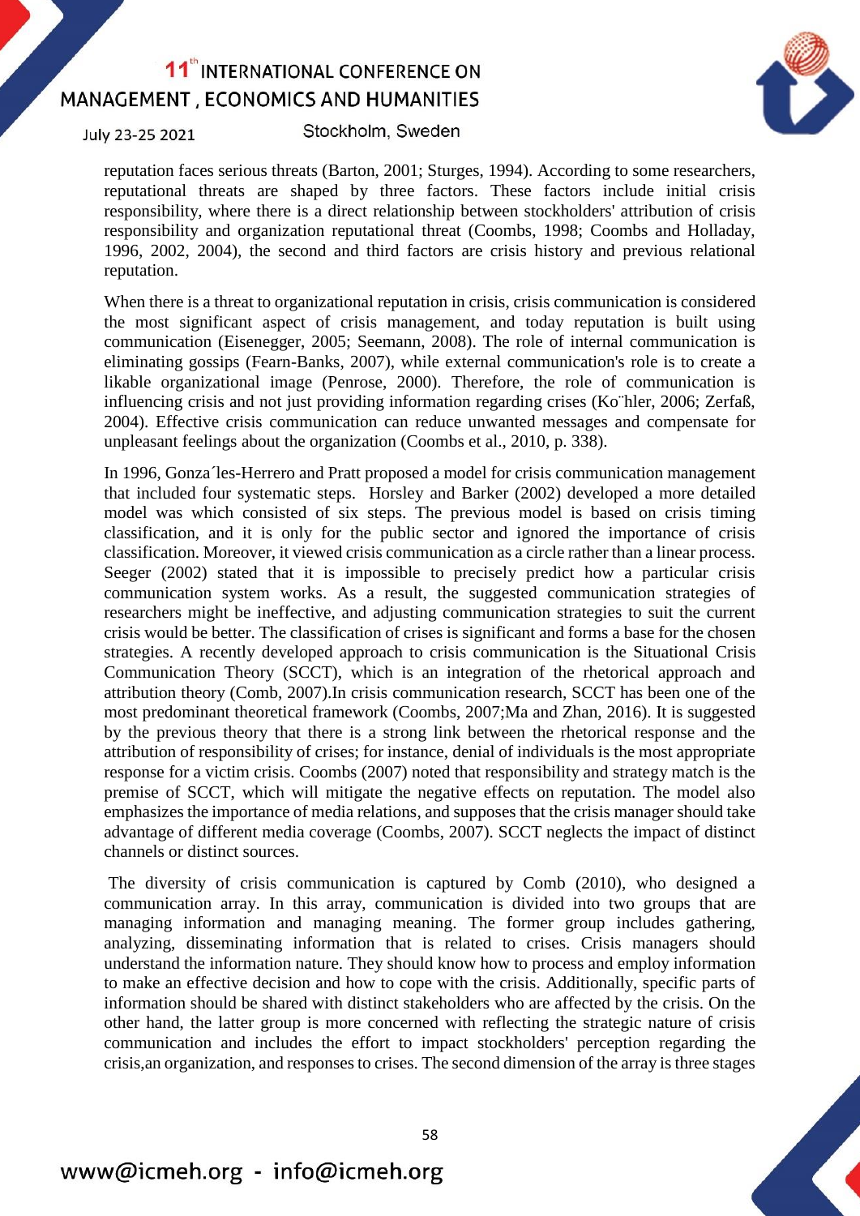reputation faces serious threats (Barton, 2001; Sturges, 1994). According to some researchers, reputational threats are shaped by three factors. These factors include initial crisis responsibility, where there is a direct relationship between stockholders' attribution of crisis responsibility and organization reputational threat (Coombs, 1998; Coombs and Holladay, 1996, 2002, 2004), the second and third factors are crisis history and previous relational reputation.

When there is a threat to organizational reputation in crisis, crisis communication is considered the most significant aspect of crisis management, and today reputation is built using communication (Eisenegger, 2005; Seemann, 2008). The role of internal communication is eliminating gossips (Fearn-Banks, 2007), while external communication's role is to create a likable organizational image (Penrose, 2000). Therefore, the role of communication is influencing crisis and not just providing information regarding crises (Ko¨hler, 2006; Zerfaß, 2004). Effective crisis communication can reduce unwanted messages and compensate for unpleasant feelings about the organization (Coombs et al., 2010, p. 338).

In 1996, Gonza´les-Herrero and Pratt proposed a model for crisis communication management that included four systematic steps. Horsley and Barker (2002) developed a more detailed model was which consisted of six steps. The previous model is based on crisis timing classification, and it is only for the public sector and ignored the importance of crisis classification. Moreover, it viewed crisis communication as a circle rather than a linear process. Seeger (2002) stated that it is impossible to precisely predict how a particular crisis communication system works. As a result, the suggested communication strategies of researchers might be ineffective, and adjusting communication strategies to suit the current crisis would be better. The classification of crises is significant and forms a base for the chosen strategies. A recently developed approach to crisis communication is the Situational Crisis Communication Theory (SCCT), which is an integration of the rhetorical approach and attribution theory (Comb, 2007).In crisis communication research, SCCT has been one of the most predominant theoretical framework (Coombs, 2007;Ma and Zhan, 2016). It is suggested by the previous theory that there is a strong link between the rhetorical response and the attribution of responsibility of crises; for instance, denial of individuals is the most appropriate response for a victim crisis. Coombs (2007) noted that responsibility and strategy match is the premise of SCCT, which will mitigate the negative effects on reputation. The model also emphasizes the importance of media relations, and supposes that the crisis manager should take advantage of different media coverage (Coombs, 2007). SCCT neglects the impact of distinct channels or distinct sources.

The diversity of crisis communication is captured by Comb (2010), who designed a communication array. In this array, communication is divided into two groups that are managing information and managing meaning. The former group includes gathering, analyzing, disseminating information that is related to crises. Crisis managers should understand the information nature. They should know how to process and employ information to make an effective decision and how to cope with the crisis. Additionally, specific parts of information should be shared with distinct stakeholders who are affected by the crisis. On the other hand, the latter group is more concerned with reflecting the strategic nature of crisis communication and includes the effort to impact stockholders' perception regarding the crisis,an organization, and responses to crises. The second dimension of the array is three stages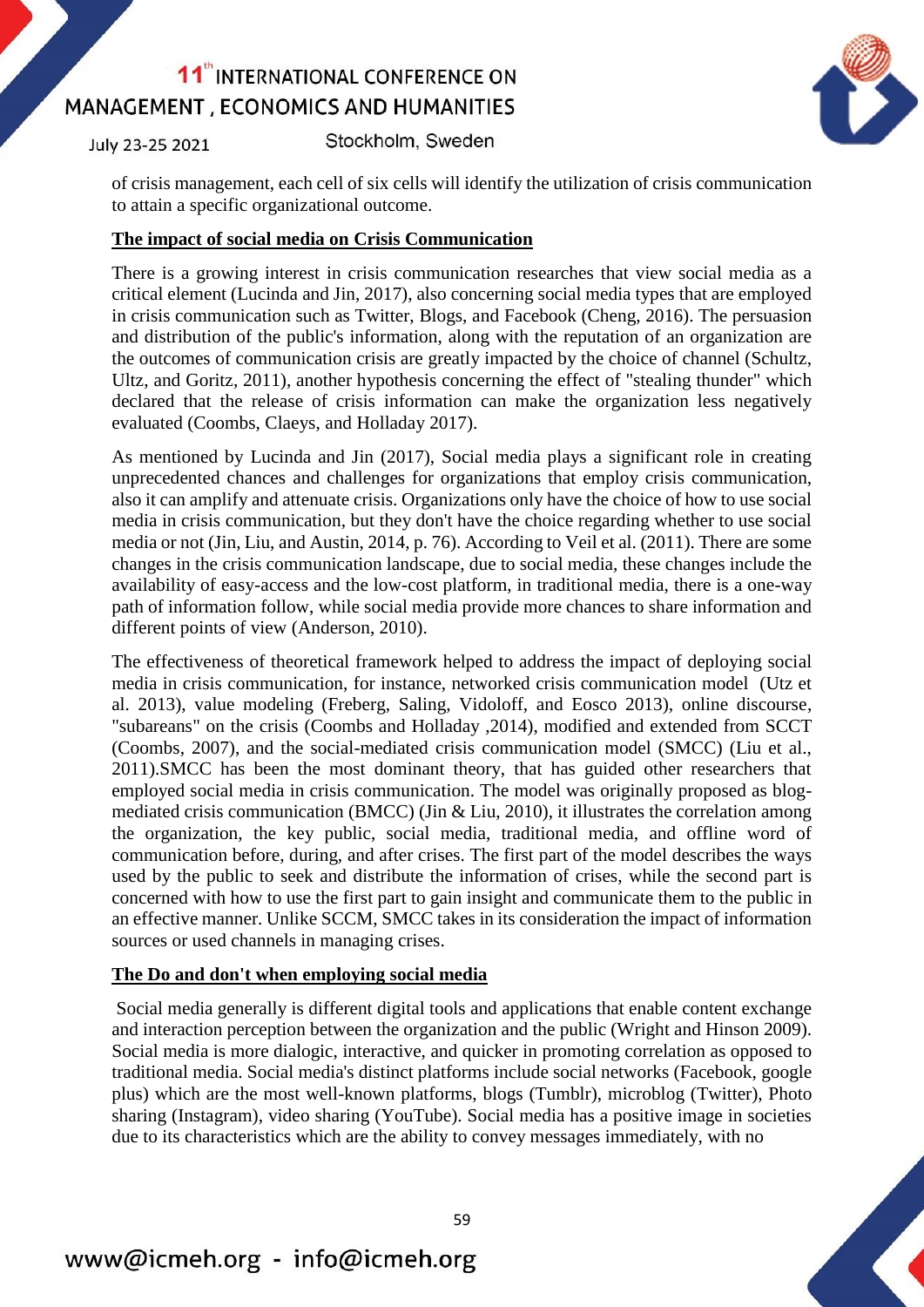of crisis management, each cell of six cells will identify the utilization of crisis communication to attain a specific organizational outcome.

## The impact of social media on Crisis Communication

There is a growing interest in crisis communication researches that view social media as a critical element (Lucinda and Jin, 2017), also concerning social media types that are employed in crisis communication such as Twitter, Blogs, and Facebook (Cheng, 2016). The persuasion and distribution of the public's information, along with the reputation of an organization are the outcomes of communication crisis are greatly impacted by the choice of channel (Schultz, Ultz, and Goritz, 2011), another hypothesis concerning the effect of "stealing thunder" which declared that the release of crisis information can make the organization less negatively evaluated (Coombs, Claeys, and Holladay 2017).

As mentioned by Lucinda and Jin (2017), Social media plays a significant role in creating unprecedented chances and challenges for organizations that employ crisis communication, also it can amplify and attenuate crisis. Organizations only have the choice of how to use social media in crisis communication, but they don't have the choice regarding whether to use social media or not (Jin, Liu, and Austin, 2014, p. 76). According to Veil et al. (2011). There are some changes in the crisis communication landscape, due to social media, these changes include the availability of easy-access and the low-cost platform, in traditional media, there is a one-way path of information follow, while social media provide more chances to share information and different points of view (Anderson, 2010).

The effectiveness of theoretical framework helped to address the impact of deploying social media in crisis communication, for instance, networked crisis communication model (Utz et al. 2013), value modeling (Freberg, Saling, Vidoloff, and Eosco 2013), online discourse, "subareans" on the crisis (Coombs and Holladay ,2014), modified and extended from SCCT (Coombs, 2007), and the social-mediated crisis communication model (SMCC) (Liu et al., 2011).SMCC has been the most dominant theory, that has guided other researchers that employed social media in crisis communication. The model was originally proposed as blog-mediated crisis communication (BMCC) (Jin & Liu, 2010), it illustrates the correlation among the organization, the key public, social media, traditional media, and offline word of communication before, during, and after crises. The first part of the model describes the ways used by the public to seek and distribute the information of crises, while the second part is concerned with how to use the first part to gain insight and communicate them to the public in an effective manner. Unlike SCCM, SMCC takes in its consideration the impact of information sources or used channels in managing crises.

## The Do and don't when employing social media

Social media generally is different digital tools and applications that enable content exchange and interaction perception between the organization and the public (Wright and Hinson 2009). Social media is more dialogic, interactive, and quicker in promoting correlation as opposed to traditional media. Social media's distinct platforms include social networks (Facebook, google plus) which are the most well-known platforms, blogs (Tumblr), microblog (Twitter), Photo sharing (Instagram), video sharing (YouTube). Social media has a positive image in societies due to its characteristics which are the ability to convey messages immediately, with no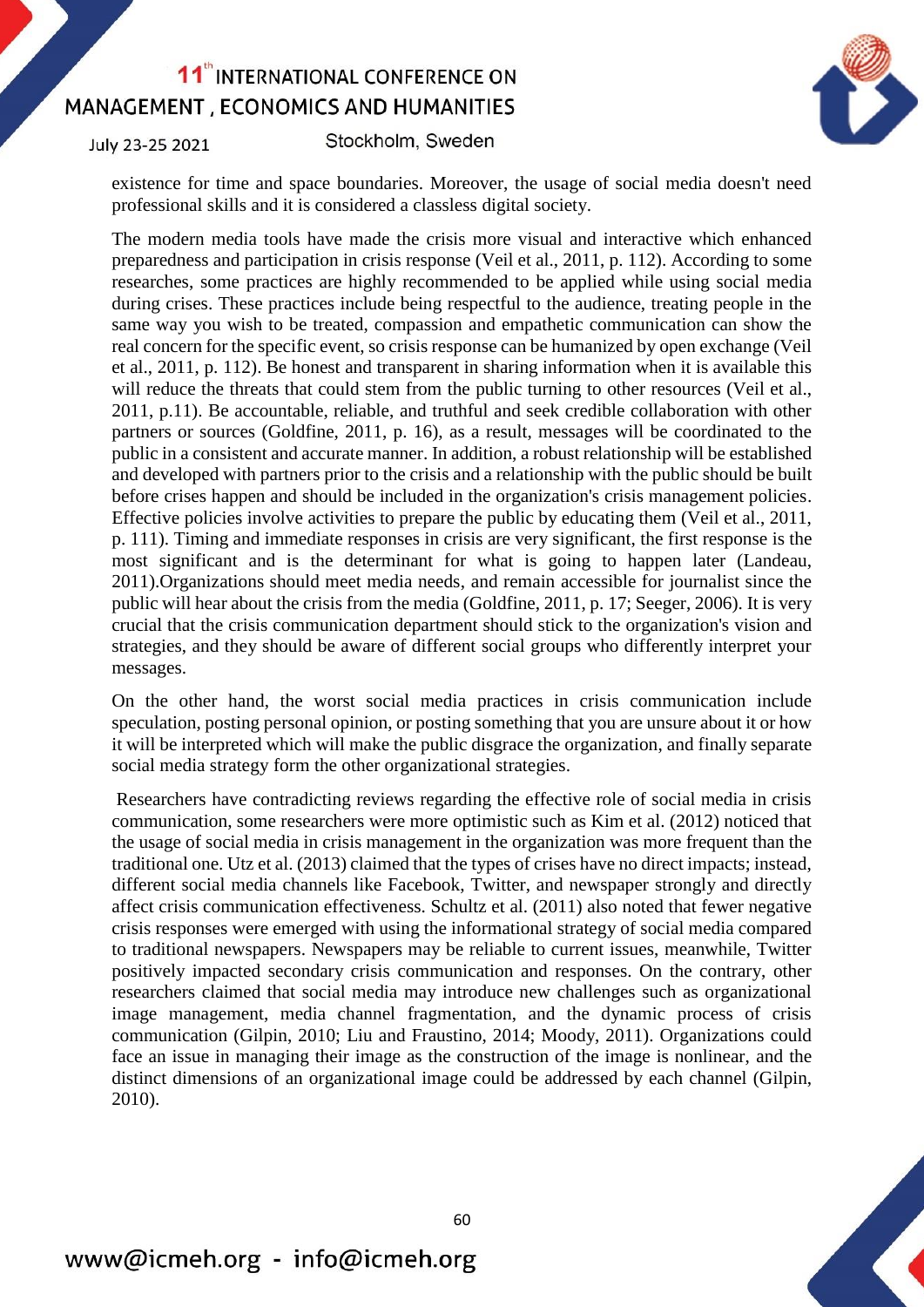existence for time and space boundaries. Moreover, the usage of social media doesn't need professional skills and it is considered a classless digital society.

The modern media tools have made the crisis more visual and interactive which enhanced preparedness and participation in crisis response (Veil et al., 2011, p. 112). According to some researches, some practices are highly recommended to be applied while using social media during crises. These practices include being respectful to the audience, treating people in the same way you wish to be treated, compassion and empathetic communication can show the real concern for the specific event, so crisis response can be humanized by open exchange (Veil et al., 2011, p. 112). Be honest and transparent in sharing information when it is available this will reduce the threats that could stem from the public turning to other resources (Veil et al., 2011, p.11). Be accountable, reliable, and truthful and seek credible collaboration with other partners or sources (Goldfine, 2011, p. 16), as a result, messages will be coordinated to the public in a consistent and accurate manner. In addition, a robust relationship will be established and developed with partners prior to the crisis and a relationship with the public should be built before crises happen and should be included in the organization's crisis management policies. Effective policies involve activities to prepare the public by educating them (Veil et al., 2011, p. 111). Timing and immediate responses in crisis are very significant, the first response is the most significant and is the determinant for what is going to happen later (Landeau, 2011).Organizations should meet media needs, and remain accessible for journalist since the public will hear about the crisis from the media (Goldfine, 2011, p. 17; Seeger, 2006). It is very crucial that the crisis communication department should stick to the organization's vision and strategies, and they should be aware of different social groups who differently interpret your messages.

On the other hand, the worst social media practices in crisis communication include speculation, posting personal opinion, or posting something that you are unsure about it or how it will be interpreted which will make the public disgrace the organization, and finally separate social media strategy form the other organizational strategies.

Researchers have contradicting reviews regarding the effective role of social media in crisis communication, some researchers were more optimistic such as Kim et al. (2012) noticed that the usage of social media in crisis management in the organization was more frequent than the traditional one. Utz et al. (2013) claimed that the types of crises have no direct impacts; instead, different social media channels like Facebook, Twitter, and newspaper strongly and directly affect crisis communication effectiveness. Schultz et al. (2011) also noted that fewer negative crisis responses were emerged with using the informational strategy of social media compared to traditional newspapers. Newspapers may be reliable to current issues, meanwhile, Twitter positively impacted secondary crisis communication and responses. On the contrary, other researchers claimed that social media may introduce new challenges such as organizational image management, media channel fragmentation, and the dynamic process of crisis communication (Gilpin, 2010; Liu and Fraustino, 2014; Moody, 2011). Organizations could face an issue in managing their image as the construction of the image is nonlinear, and the distinct dimensions of an organizational image could be addressed by each channel (Gilpin, 2010).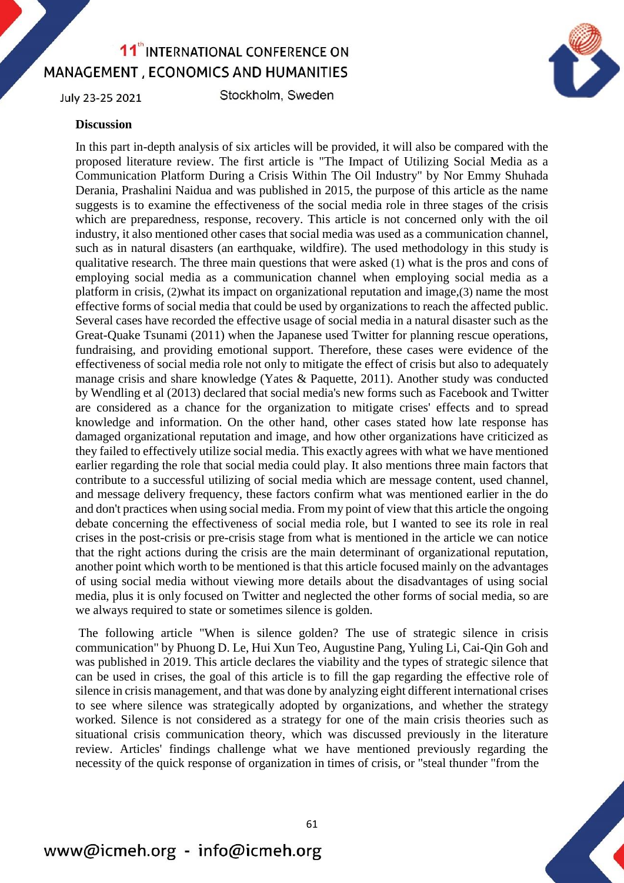**Discussion**

In this part in-depth analysis of six articles will be provided, it will also be compared with the proposed literature review. The first article is "The Impact of Utilizing Social Media as a Communication Platform During a Crisis Within The Oil Industry" by Nor Emmy Shuhada Derania, Prashalini Naidua and was published in 2015, the purpose of this article as the name suggests is to examine the effectiveness of the social media role in three stages of the crisis which are preparedness, response, recovery. This article is not concerned only with the oil industry, it also mentioned other cases that social media was used as a communication channel, such as in natural disasters (an earthquake, wildfire). The used methodology in this study is qualitative research. The three main questions that were asked (1) what is the pros and cons of employing social media as a communication channel when employing social media as a platform in crisis, (2)what its impact on organizational reputation and image,(3) name the most effective forms of social media that could be used by organizations to reach the affected public. Several cases have recorded the effective usage of social media in a natural disaster such as the Great-Quake Tsunami (2011) when the Japanese used Twitter for planning rescue operations, fundraising, and providing emotional support. Therefore, these cases were evidence of the effectiveness of social media role not only to mitigate the effect of crisis but also to adequately manage crisis and share knowledge (Yates & Paquette, 2011). Another study was conducted by Wendling et al (2013) declared that social media's new forms such as Facebook and Twitter are considered as a chance for the organization to mitigate crises' effects and to spread knowledge and information. On the other hand, other cases stated how late response has damaged organizational reputation and image, and how other organizations have criticized as they failed to effectively utilize social media. This exactly agrees with what we have mentioned earlier regarding the role that social media could play. It also mentions three main factors that contribute to a successful utilizing of social media which are message content, used channel, and message delivery frequency, these factors confirm what was mentioned earlier in the do and don't practices when using social media. From my point of view that this article the ongoing debate concerning the effectiveness of social media role, but I wanted to see its role in real crises in the post-crisis or pre-crisis stage from what is mentioned in the article we can notice that the right actions during the crisis are the main determinant of organizational reputation, another point which worth to be mentioned is that this article focused mainly on the advantages of using social media without viewing more details about the disadvantages of using social media, plus it is only focused on Twitter and neglected the other forms of social media, so are we always required to state or sometimes silence is golden.

The following article "When is silence golden? The use of strategic silence in crisis communication" by Phuong D. Le, Hui Xun Teo, Augustine Pang, Yuling Li, Cai-Qin Goh and was published in 2019. This article declares the viability and the types of strategic silence that can be used in crises, the goal of this article is to fill the gap regarding the effective role of silence in crisis management, and that was done by analyzing eight different international crises to see where silence was strategically adopted by organizations, and whether the strategy worked. Silence is not considered as a strategy for one of the main crisis theories such as situational crisis communication theory, which was discussed previously in the literature review. Articles' findings challenge what we have mentioned previously regarding the necessity of the quick response of organization in times of crisis, or "steal thunder "from the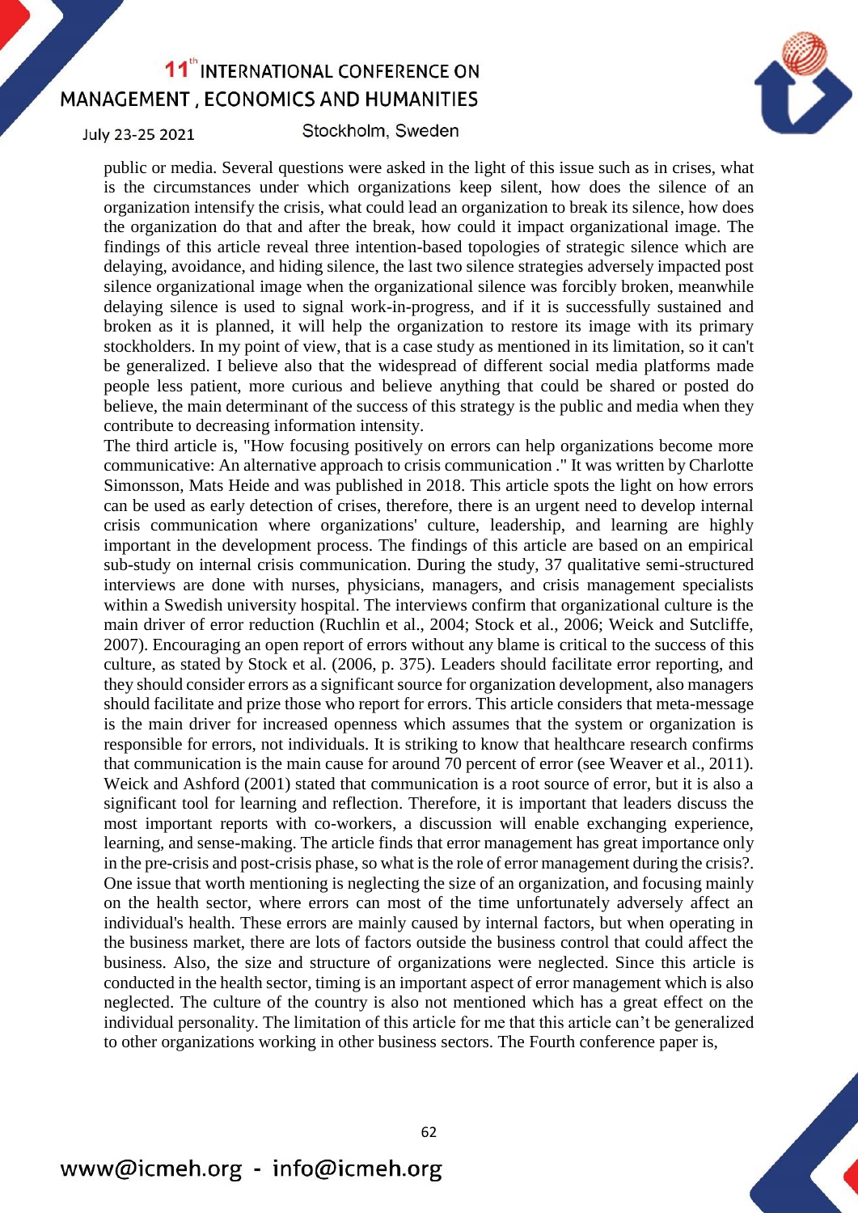public or media. Several questions were asked in the light of this issue such as in crises, what is the circumstances under which organizations keep silent, how does the silence of an organization intensify the crisis, what could lead an organization to break its silence, how does the organization do that and after the break, how could it impact organizational image. The findings of this article reveal three intention-based topologies of strategic silence which are delaying, avoidance, and hiding silence, the last two silence strategies adversely impacted post silence organizational image when the organizational silence was forcibly broken, meanwhile delaying silence is used to signal work-in-progress, and if it is successfully sustained and broken as it is planned, it will help the organization to restore its image with its primary stockholders. In my point of view, that is a case study as mentioned in its limitation, so it can't be generalized. I believe also that the widespread of different social media platforms made people less patient, more curious and believe anything that could be shared or posted do believe, the main determinant of the success of this strategy is the public and media when they contribute to decreasing information intensity.

The third article is, "How focusing positively on errors can help organizations become more communicative: An alternative approach to crisis communication ." It was written by Charlotte Simonsson, Mats Heide and was published in 2018. This article spots the light on how errors can be used as early detection of crises, therefore, there is an urgent need to develop internal crisis communication where organizations' culture, leadership, and learning are highly important in the development process. The findings of this article are based on an empirical sub-study on internal crisis communication. During the study, 37 qualitative semi-structured interviews are done with nurses, physicians, managers, and crisis management specialists within a Swedish university hospital. The interviews confirm that organizational culture is the main driver of error reduction (Ruchlin et al., 2004; Stock et al., 2006; Weick and Sutcliffe, 2007). Encouraging an open report of errors without any blame is critical to the success of this culture, as stated by Stock et al. (2006, p. 375). Leaders should facilitate error reporting, and they should consider errors as a significant source for organization development, also managers should facilitate and prize those who report for errors. This article considers that meta-message is the main driver for increased openness which assumes that the system or organization is responsible for errors, not individuals. It is striking to know that healthcare research confirms that communication is the main cause for around 70 percent of error (see Weaver et al., 2011). Weick and Ashford (2001) stated that communication is a root source of error, but it is also a significant tool for learning and reflection. Therefore, it is important that leaders discuss the most important reports with co-workers, a discussion will enable exchanging experience, learning, and sense-making. The article finds that error management has great importance only in the pre-crisis and post-crisis phase, so what is the role of error management during the crisis?. One issue that worth mentioning is neglecting the size of an organization, and focusing mainly on the health sector, where errors can most of the time unfortunately adversely affect an individual's health. These errors are mainly caused by internal factors, but when operating in the business market, there are lots of factors outside the business control that could affect the business. Also, the size and structure of organizations were neglected. Since this article is conducted in the health sector, timing is an important aspect of error management which is also neglected. The culture of the country is also not mentioned which has a great effect on the individual personality. The limitation of this article for me that this article can't be generalized to other organizations working in other business sectors. The Fourth conference paper is,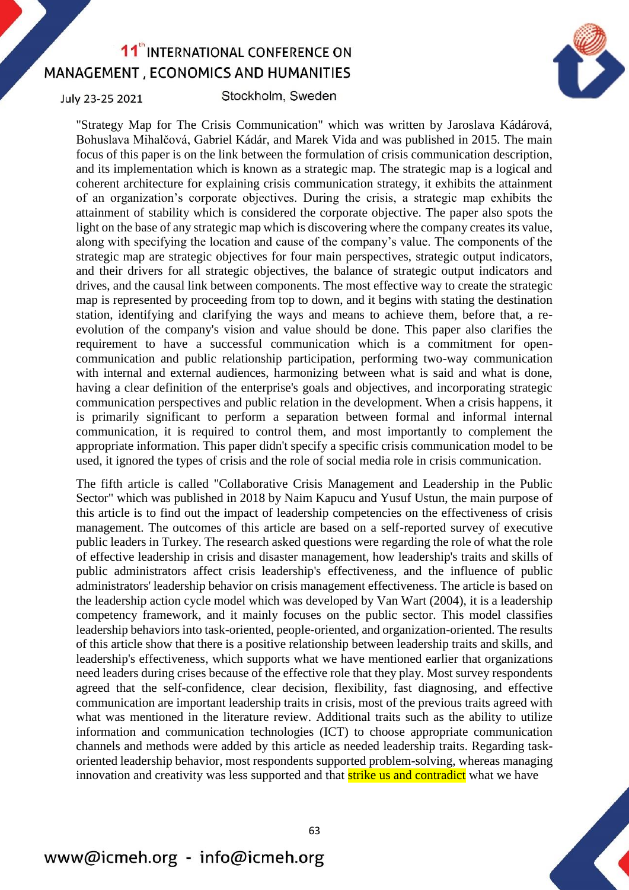"Strategy Map for The Crisis Communication" which was written by Jaroslava Kádárová, Bohuslava Mihalčová, Gabriel Kádár, and Marek Vida and was published in 2015. The main focus of this paper is on the link between the formulation of crisis communication description, and its implementation which is known as a strategic map. The strategic map is a logical and coherent architecture for explaining crisis communication strategy, it exhibits the attainment of an organization's corporate objectives. During the crisis, a strategic map exhibits the attainment of stability which is considered the corporate objective. The paper also spots the light on the base of any strategic map which is discovering where the company creates its value, along with specifying the location and cause of the company's value. The components of the strategic map are strategic objectives for four main perspectives, strategic output indicators, and their drivers for all strategic objectives, the balance of strategic output indicators and drives, and the causal link between components. The most effective way to create the strategic map is represented by proceeding from top to down, and it begins with stating the destination station, identifying and clarifying the ways and means to achieve them, before that, a re-evolution of the company's vision and value should be done. This paper also clarifies the requirement to have a successful communication which is a commitment for open-communication and public relationship participation, performing two-way communication with internal and external audiences, harmonizing between what is said and what is done, having a clear definition of the enterprise's goals and objectives, and incorporating strategic communication perspectives and public relation in the development. When a crisis happens, it is primarily significant to perform a separation between formal and informal internal communication, it is required to control them, and most importantly to complement the appropriate information. This paper didn't specify a specific crisis communication model to be used, it ignored the types of crisis and the role of social media role in crisis communication.

The fifth article is called "Collaborative Crisis Management and Leadership in the Public Sector" which was published in 2018 by Naim Kapucu and Yusuf Ustun, the main purpose of this article is to find out the impact of leadership competencies on the effectiveness of crisis management. The outcomes of this article are based on a self-reported survey of executive public leaders in Turkey. The research asked questions were regarding the role of what the role of effective leadership in crisis and disaster management, how leadership's traits and skills of public administrators affect crisis leadership's effectiveness, and the influence of public administrators' leadership behavior on crisis management effectiveness. The article is based on the leadership action cycle model which was developed by Van Wart (2004), it is a leadership competency framework, and it mainly focuses on the public sector. This model classifies leadership behaviors into task-oriented, people-oriented, and organization-oriented. The results of this article show that there is a positive relationship between leadership traits and skills, and leadership's effectiveness, which supports what we have mentioned earlier that organizations need leaders during crises because of the effective role that they play. Most survey respondents agreed that the self-confidence, clear decision, flexibility, fast diagnosing, and effective communication are important leadership traits in crisis, most of the previous traits agreed with what was mentioned in the literature review. Additional traits such as the ability to utilize information and communication technologies (ICT) to choose appropriate communication channels and methods were added by this article as needed leadership traits. Regarding task-oriented leadership behavior, most respondents supported problem-solving, whereas managing innovation and creativity was less supported and that strike us and contradict what we have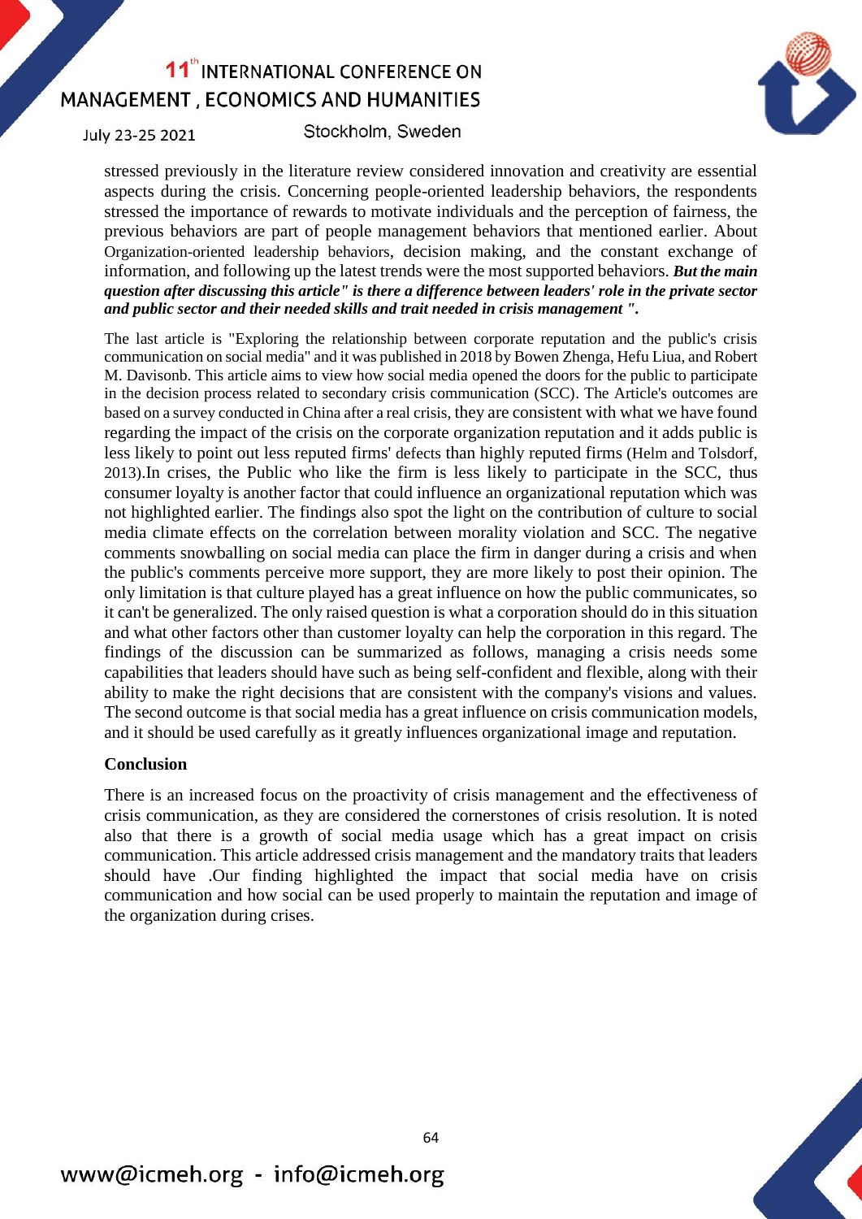stressed previously in the literature review considered innovation and creativity are essential aspects during the crisis. Concerning people-oriented leadership behaviors, the respondents stressed the importance of rewards to motivate individuals and the perception of fairness, the previous behaviors are part of people management behaviors that mentioned earlier. About Organization-oriented leadership behaviors, decision making, and the constant exchange of information, and following up the latest trends were the most supported behaviors. ***But the main question after discussing this article" is there a difference between leaders' role in the private sector and public sector and their needed skills and trait needed in crisis management ".***

The last article is "Exploring the relationship between corporate reputation and the public's crisis communication on social media" and it was published in 2018 by Bowen Zhenga, Hefu Liua, and Robert M. Davisonb. This article aims to view how social media opened the doors for the public to participate in the decision process related to secondary crisis communication (SCC). The Article's outcomes are based on a survey conducted in China after a real crisis, they are consistent with what we have found regarding the impact of the crisis on the corporate organization reputation and it adds public is less likely to point out less reputed firms' defects than highly reputed firms (Helm and Tolsdorf, 2013).In crises, the Public who like the firm is less likely to participate in the SCC, thus consumer loyalty is another factor that could influence an organizational reputation which was not highlighted earlier. The findings also spot the light on the contribution of culture to social media climate effects on the correlation between morality violation and SCC. The negative comments snowballing on social media can place the firm in danger during a crisis and when the public's comments perceive more support, they are more likely to post their opinion. The only limitation is that culture played has a great influence on how the public communicates, so it can't be generalized. The only raised question is what a corporation should do in this situation and what other factors other than customer loyalty can help the corporation in this regard. The findings of the discussion can be summarized as follows, managing a crisis needs some capabilities that leaders should have such as being self-confident and flexible, along with their ability to make the right decisions that are consistent with the company's visions and values. The second outcome is that social media has a great influence on crisis communication models, and it should be used carefully as it greatly influences organizational image and reputation.

## Conclusion

There is an increased focus on the proactivity of crisis management and the effectiveness of crisis communication, as they are considered the cornerstones of crisis resolution. It is noted also that there is a growth of social media usage which has a great impact on crisis communication. This article addressed crisis management and the mandatory traits that leaders should have .Our finding highlighted the impact that social media have on crisis communication and how social can be used properly to maintain the reputation and image of the organization during crises.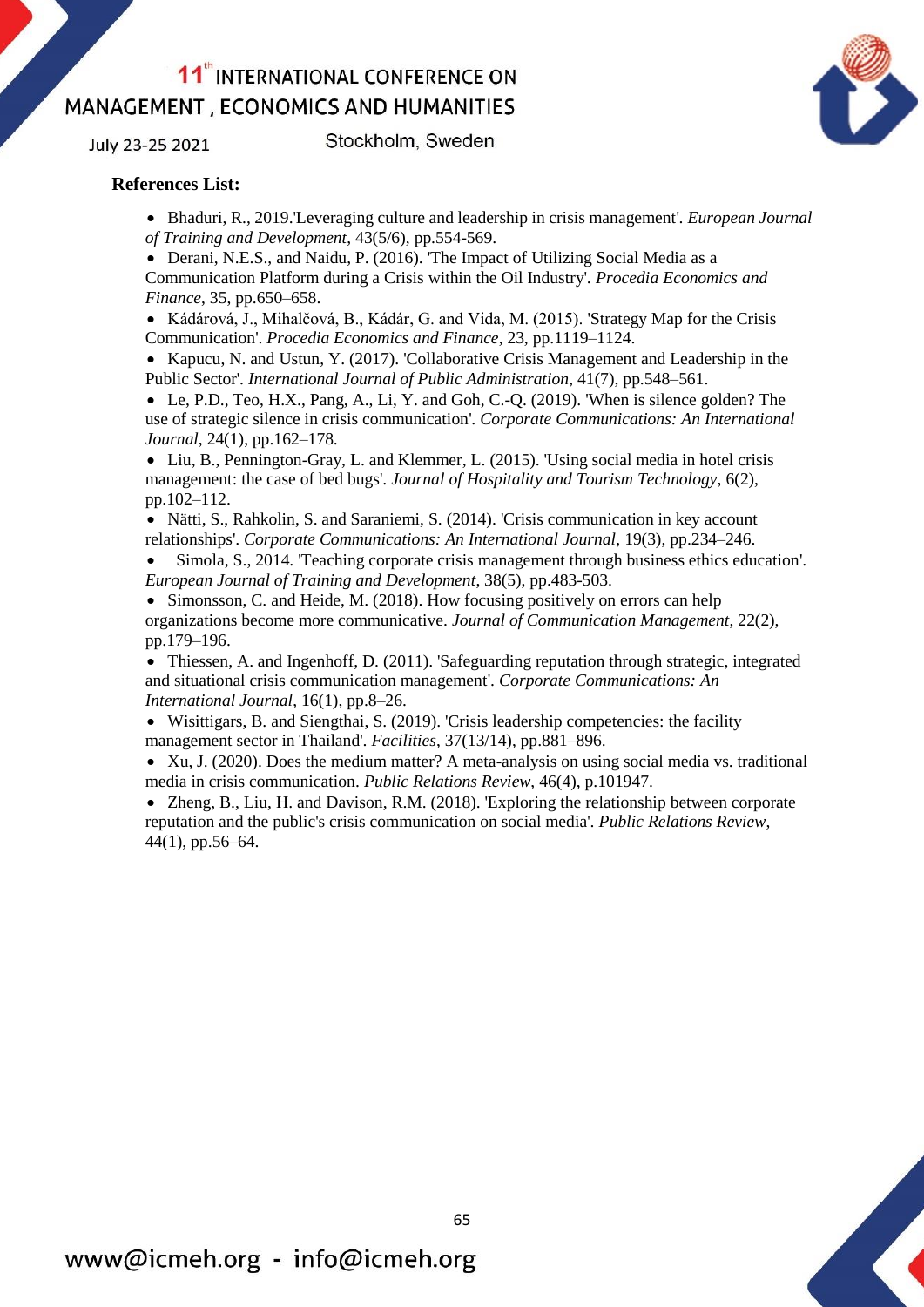**References List:**

- Bhaduri, R., 2019.'Leveraging culture and leadership in crisis management'. *European Journal of Training and Development*, 43(5/6), pp.554-569.
- Derani, N.E.S., and Naidu, P. (2016). 'The Impact of Utilizing Social Media as a Communication Platform during a Crisis within the Oil Industry'. *Procedia Economics and Finance*, 35, pp.650–658.
- Kádárová, J., Mihalčová, B., Kádár, G. and Vida, M. (2015). 'Strategy Map for the Crisis Communication'. *Procedia Economics and Finance*, 23, pp.1119–1124.
- Kapucu, N. and Ustun, Y. (2017). 'Collaborative Crisis Management and Leadership in the Public Sector'. *International Journal of Public Administration*, 41(7), pp.548–561.
- Le, P.D., Teo, H.X., Pang, A., Li, Y. and Goh, C.-Q. (2019). 'When is silence golden? The use of strategic silence in crisis communication'. *Corporate Communications: An International Journal*, 24(1), pp.162–178.
- Liu, B., Pennington-Gray, L. and Klemmer, L. (2015). 'Using social media in hotel crisis management: the case of bed bugs'. *Journal of Hospitality and Tourism Technology*, 6(2), pp.102–112.
- Nätti, S., Rahkolin, S. and Saraniemi, S. (2014). 'Crisis communication in key account relationships'. *Corporate Communications: An International Journal*, 19(3), pp.234–246.
- Simola, S., 2014. 'Teaching corporate crisis management through business ethics education'. *European Journal of Training and Development*, 38(5), pp.483-503.
- Simonsson, C. and Heide, M. (2018). How focusing positively on errors can help organizations become more communicative. *Journal of Communication Management*, 22(2), pp.179–196.
- Thiessen, A. and Ingenhoff, D. (2011). 'Safeguarding reputation through strategic, integrated and situational crisis communication management'. *Corporate Communications: An International Journal*, 16(1), pp.8–26.
- Wisittigars, B. and Siengthai, S. (2019). 'Crisis leadership competencies: the facility management sector in Thailand'. *Facilities*, 37(13/14), pp.881–896.
- Xu, J. (2020). Does the medium matter? A meta-analysis on using social media vs. traditional media in crisis communication. *Public Relations Review*, 46(4), p.101947.
- Zheng, B., Liu, H. and Davison, R.M. (2018). 'Exploring the relationship between corporate reputation and the public's crisis communication on social media'. *Public Relations Review*, 44(1), pp.56–64.